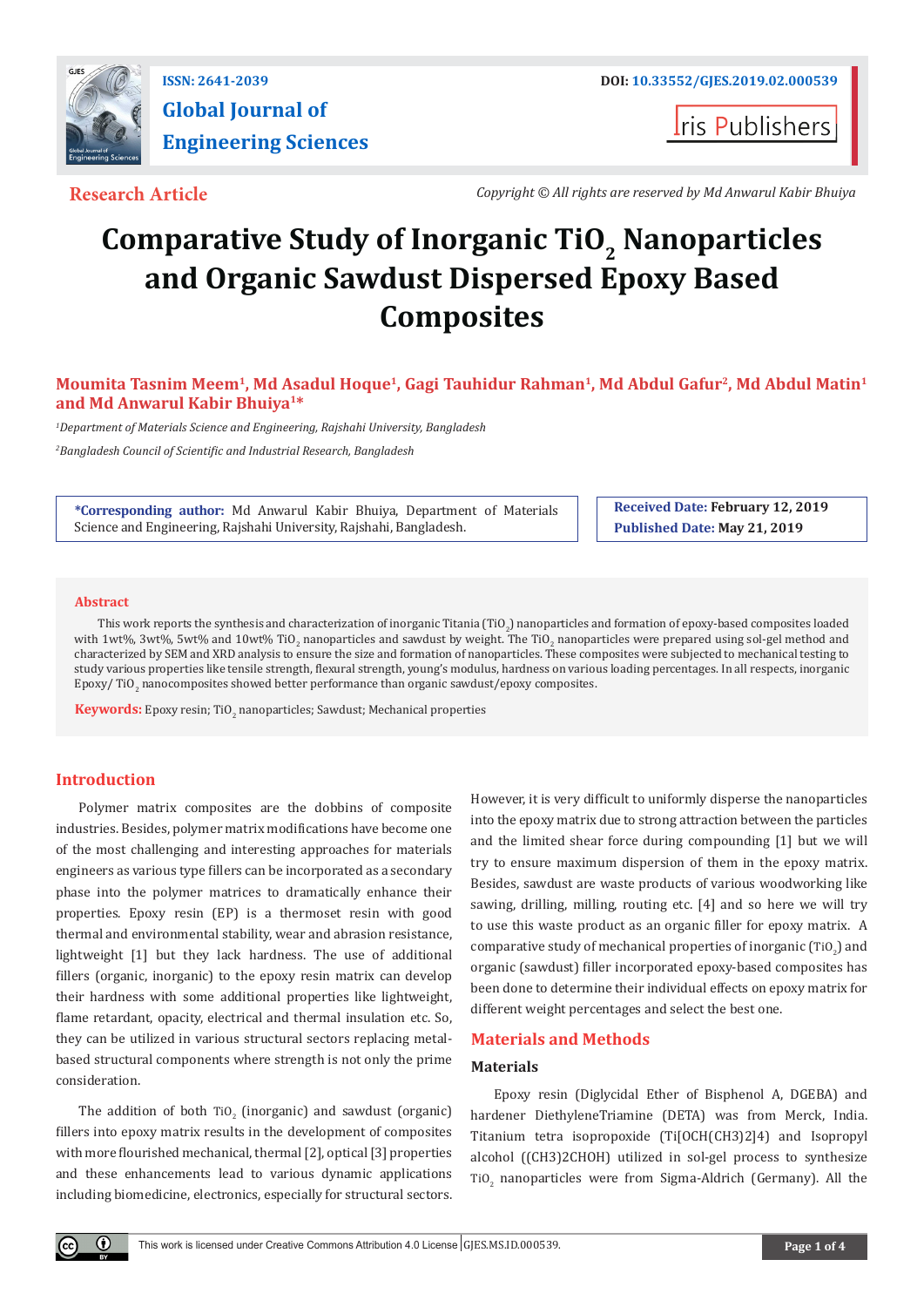ISSN: 2641-2039

DOI: 10.33552/GJES.2019.02.000539

# Global Journal of Engineering Sciences

Iris Publishers

**Research Article**

*Copyright © All rights are reserved by Md Anwarul Kabir Bhuiya*

# Comparative Study of Inorganic $TiO_2$ Nanoparticles and Organic Sawdust Dispersed Epoxy Based Composites

**Moumita Tasnim Meem[1], Md Asadul Hoque[1], Gagi Tauhidur Rahman[1], Md Abdul Gafur[2], Md Abdul Matin[1] and Md Anwarul Kabir Bhuiya[1]\***

*[1]Department of Materials Science and Engineering, Rajshahi University, Bangladesh*

*[2]Bangladesh Council of Scientific and Industrial Research, Bangladesh*

**\*Corresponding author:** Md Anwarul Kabir Bhuiya, Department of Materials Science and Engineering, Rajshahi University, Rajshahi, Bangladesh.

**Received Date:** February 12, 2019
**Published Date:** May 21, 2019

## Abstract

This work reports the synthesis and characterization of inorganic Titania ($TiO_2$) nanoparticles and formation of epoxy-based composites loaded with 1wt%, 3wt%, 5wt% and 10wt% $TiO_2$ nanoparticles and sawdust by weight. The $TiO_2$ nanoparticles were prepared using sol-gel method and characterized by SEM and XRD analysis to ensure the size and formation of nanoparticles. These composites were subjected to mechanical testing to study various properties like tensile strength, flexural strength, young's modulus, hardness on various loading percentages. In all respects, inorganic Epoxy/ $TiO_2$ nanocomposites showed better performance than organic sawdust/epoxy composites.

**Keywords:** Epoxy resin; $TiO_2$ nanoparticles; Sawdust; Mechanical properties

## Introduction

Polymer matrix composites are the dobbins of composite industries. Besides, polymer matrix modifications have become one of the most challenging and interesting approaches for materials engineers as various type fillers can be incorporated as a secondary phase into the polymer matrices to dramatically enhance their properties. Epoxy resin (EP) is a thermoset resin with good thermal and environmental stability, wear and abrasion resistance, lightweight [1] but they lack hardness. The use of additional fillers (organic, inorganic) to the epoxy resin matrix can develop their hardness with some additional properties like lightweight, flame retardant, opacity, electrical and thermal insulation etc. So, they can be utilized in various structural sectors replacing metal-based structural components where strength is not only the prime consideration.

The addition of both $TiO_2$ (inorganic) and sawdust (organic) fillers into epoxy matrix results in the development of composites with more flourished mechanical, thermal [2], optical [3] properties and these enhancements lead to various dynamic applications including biomedicine, electronics, especially for structural sectors. However, it is very difficult to uniformly disperse the nanoparticles into the epoxy matrix due to strong attraction between the particles and the limited shear force during compounding [1] but we will try to ensure maximum dispersion of them in the epoxy matrix. Besides, sawdust are waste products of various woodworking like sawing, drilling, milling, routing etc. [4] and so here we will try to use this waste product as an organic filler for epoxy matrix. A comparative study of mechanical properties of inorganic ($TiO_2$) and organic (sawdust) filler incorporated epoxy-based composites has been done to determine their individual effects on epoxy matrix for different weight percentages and select the best one.

## Materials and Methods

### Materials

Epoxy resin (Diglycidal Ether of Bisphenol A, DGEBA) and hardener DiethyleneTriamine (DETA) was from Merck, India. Titanium tetra isopropoxide (Ti[OCH(CH3)2]4) and Isopropyl alcohol ((CH3)2CHOH) utilized in sol-gel process to synthesize $TiO_2$ nanoparticles were from Sigma-Aldrich (Germany). All the

This work is licensed under Creative Commons Attribution 4.0 License GJES.MS.ID.000539.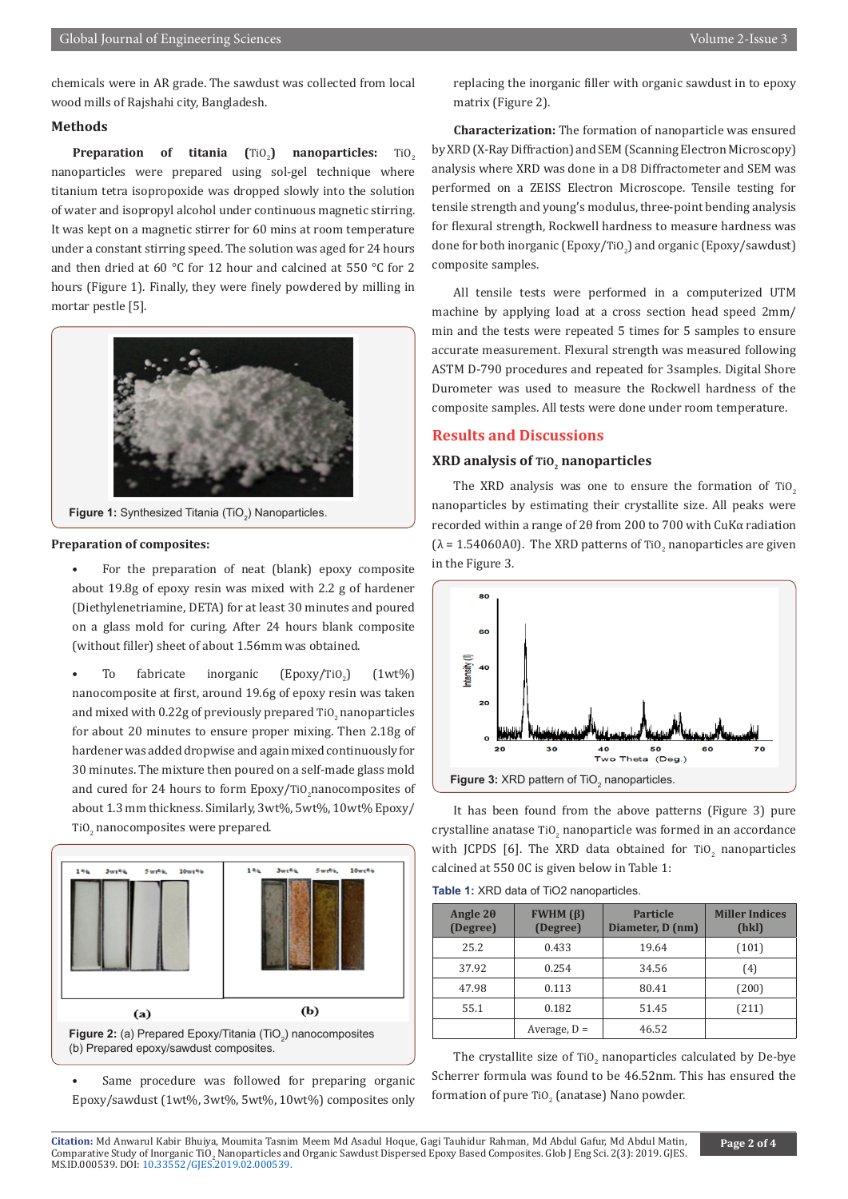chemicals were in AR grade. The sawdust was collected from local wood mills of Rajshahi city, Bangladesh.

## Methods

**Preparation of titania ($TiO_2$) nanoparticles:** $TiO_2$ nanoparticles were prepared using sol-gel technique where titanium tetra isopropoxide was dropped slowly into the solution of water and isopropyl alcohol under continuous magnetic stirring. It was kept on a magnetic stirrer for 60 mins at room temperature under a constant stirring speed. The solution was aged for 24 hours and then dried at 60 °C for 12 hour and calcined at 550 °C for 2 hours (Figure 1). Finally, they were finely powdered by milling in mortar pestle [5].

**Figure 1:** Synthesized Titania ($TiO_2$) Nanoparticles.

**Preparation of composites:**

- For the preparation of neat (blank) epoxy composite about 19.8g of epoxy resin was mixed with 2.2 g of hardener (Diethylenetriamine, DETA) for at least 30 minutes and poured on a glass mold for curing. After 24 hours blank composite (without filler) sheet of about 1.56mm was obtained.

- To fabricate inorganic (Epoxy/$TiO_2$) (1wt%) nanocomposite at first, around 19.6g of epoxy resin was taken and mixed with 0.22g of previously prepared $TiO_2$ nanoparticles for about 20 minutes to ensure proper mixing. Then 2.18g of hardener was added dropwise and again mixed continuously for 30 minutes. The mixture then poured on a self-made glass mold and cured for 24 hours to form Epoxy/$TiO_2$ nanocomposites of about 1.3 mm thickness. Similarly, 3wt%, 5wt%, 10wt% Epoxy/$TiO_2$ nanocomposites were prepared.

**Figure 2:** (a) Prepared Epoxy/Titania ($TiO_2$) nanocomposites (b) Prepared epoxy/sawdust composites.

- Same procedure was followed for preparing organic Epoxy/sawdust (1wt%, 3wt%, 5wt%, 10wt%) composites only replacing the inorganic filler with organic sawdust in to epoxy matrix (Figure 2).

**Characterization:** The formation of nanoparticle was ensured by XRD (X-Ray Diffraction) and SEM (Scanning Electron Microscopy) analysis where XRD was done in a D8 Diffractometer and SEM was performed on a ZEISS Electron Microscope. Tensile testing for tensile strength and young's modulus, three-point bending analysis for flexural strength, Rockwell hardness to measure hardness was done for both inorganic (Epoxy/$TiO_2$) and organic (Epoxy/sawdust) composite samples.

All tensile tests were performed in a computerized UTM machine by applying load at a cross section head speed 2mm/min and the tests were repeated 5 times for 5 samples to ensure accurate measurement. Flexural strength was measured following ASTM D-790 procedures and repeated for 3samples. Digital Shore Durometer was used to measure the Rockwell hardness of the composite samples. All tests were done under room temperature.

## Results and Discussions

### XRD analysis of $TiO_2$ nanoparticles

The XRD analysis was one to ensure the formation of $TiO_2$ nanoparticles by estimating their crystallite size. All peaks were recorded within a range of 2θ from 200 to 700 with CuKα radiation (λ = 1.54060A0). The XRD patterns of $TiO_2$ nanoparticles are given in the Figure 3.

**Figure 3:** XRD pattern of $TiO_2$ nanoparticles.

It has been found from the above patterns (Figure 3) pure crystalline anatase $TiO_2$ nanoparticle was formed in an accordance with JCPDS [6]. The XRD data obtained for $TiO_2$ nanoparticles calcined at 550 0C is given below in Table 1:

**Table 1:** XRD data of TiO2 nanoparticles.

| Angle 2θ (Degree) | FWHM (β) (Degree) | Particle Diameter, D (nm) | Miller Indices (hkl) |
|---|---|---|---|
| 25.2 | 0.433 | 19.64 | (101) |
| 37.92 | 0.254 | 34.56 | (4) |
| 47.98 | 0.113 | 80.41 | (200) |
| 55.1 | 0.182 | 51.45 | (211) |
| | Average, D = | 46.52 | |

The crystallite size of $TiO_2$ nanoparticles calculated by De-bye Scherrer formula was found to be 46.52nm. This has ensured the formation of pure $TiO_2$ (anatase) Nano powder.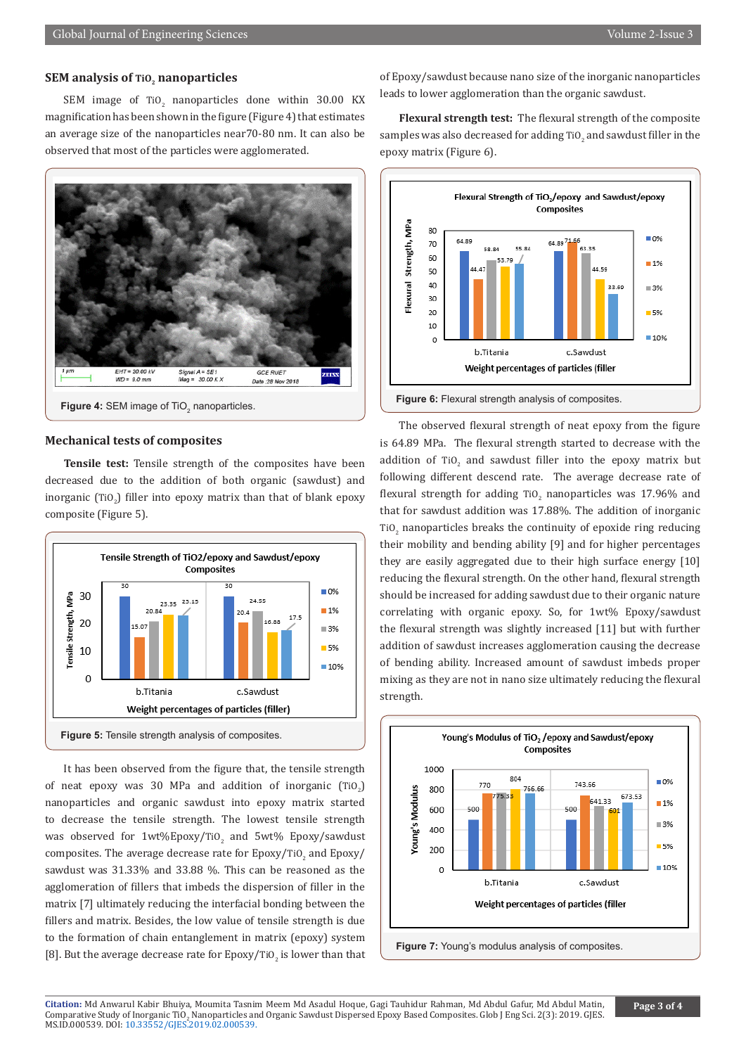### SEM analysis of $TiO_2$ nanoparticles

SEM image of $TiO_2$ nanoparticles done within 30.00 KX magnification has been shown in the figure (Figure 4) that estimates an average size of the nanoparticles near70-80 nm. It can also be observed that most of the particles were agglomerated.

**Figure 4:** SEM image of $TiO_2$ nanoparticles.

### Mechanical tests of composites

**Tensile test:** Tensile strength of the composites have been decreased due to the addition of both organic (sawdust) and inorganic ($TiO_2$) filler into epoxy matrix than that of blank epoxy composite (Figure 5).

**Figure 5:** Tensile strength analysis of composites.

It has been observed from the figure that, the tensile strength of neat epoxy was 30 MPa and addition of inorganic ($TiO_2$) nanoparticles and organic sawdust into epoxy matrix started to decrease the tensile strength. The lowest tensile strength was observed for 1wt%Epoxy/$TiO_2$ and 5wt% Epoxy/sawdust composites. The average decrease rate for Epoxy/$TiO_2$ and Epoxy/sawdust was 31.33% and 33.88 %. This can be reasoned as the agglomeration of fillers that imbeds the dispersion of filler in the matrix [7] ultimately reducing the interfacial bonding between the fillers and matrix. Besides, the low value of tensile strength is due to the formation of chain entanglement in matrix (epoxy) system [8]. But the average decrease rate Epoxy/$TiO_2$ is lower than that of Epoxy/sawdust because nano size of the inorganic nanoparticles leads to lower agglomeration than the organic sawdust.

**Flexural strength test:** The flexural strength of the composite samples was also decreased for adding $TiO_2$ and sawdust filler in the epoxy matrix (Figure 6).

**Figure 6:** Flexural strength analysis of composites.

The observed flexural strength of neat epoxy from the figure is 64.89 MPa. The flexural strength started to decrease with the addition of $TiO_2$ and sawdust filler into the epoxy matrix but following different descend rate. The average decrease rate of flexural strength for adding $TiO_2$ nanoparticles was 17.96% and that for sawdust addition was 17.88%. The addition of inorganic $TiO_2$ nanoparticles breaks the continuity of epoxide ring reducing their mobility and bending ability [9] and for higher percentages they are easily aggregated due to their high surface energy [10] reducing the flexural strength. On the other hand, flexural strength should be increased for adding sawdust due to their organic nature correlating with organic epoxy. So, for 1wt% Epoxy/sawdust the flexural strength was slightly increased [11] but with further addition of sawdust increases agglomeration causing the decrease of bending ability. Increased amount of sawdust imbeds proper mixing as they are not in nano size ultimately reducing the flexural strength.

**Figure 7:** Young's modulus analysis of composites.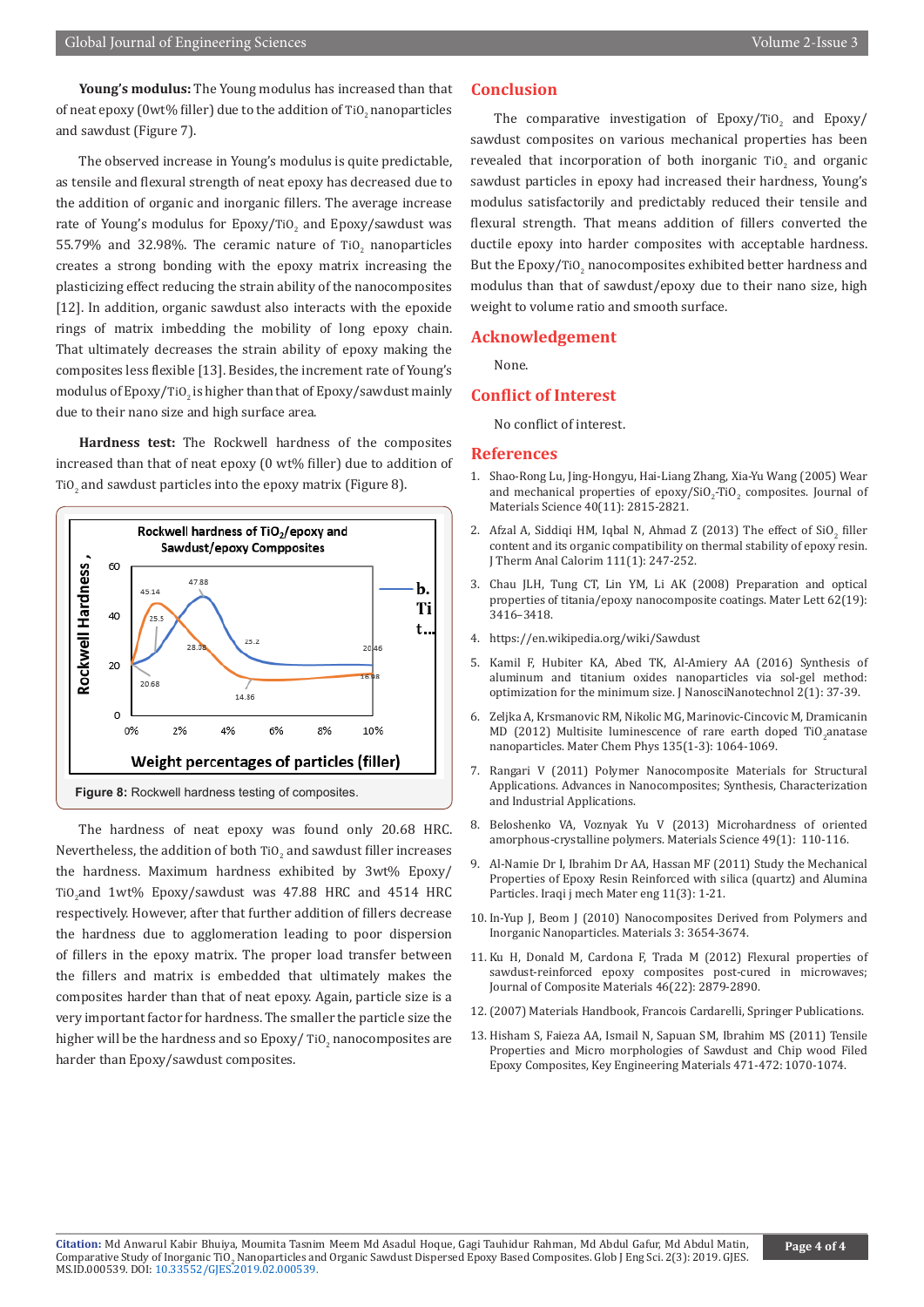**Young's modulus:** The Young modulus has increased than that of neat epoxy (0wt% filler) due to the addition of $TiO_2$ nanoparticles and sawdust (Figure 7).

The observed increase in Young's modulus is quite predictable, as tensile and flexural strength of neat epoxy has decreased due to the addition of organic and inorganic fillers. The average increase rate of Young's modulus for Epoxy/$TiO_2$ and Epoxy/sawdust was 55.79% and 32.98%. The ceramic nature of $TiO_2$ nanoparticles creates a strong bonding with the epoxy matrix increasing the plasticizing effect reducing the strain ability of the nanocomposites [12]. In addition, organic sawdust also interacts with the epoxide rings of matrix imbedding the mobility of long epoxy chain. That ultimately decreases the strain ability of epoxy making the composites less flexible [13]. Besides, the increment rate of Young's modulus of Epoxy/$TiO_2$ is higher than that of Epoxy/sawdust mainly due to their nano size and high surface area.

**Hardness test:** The Rockwell hardness of the composites increased than that of neat epoxy (0 wt% filler) due to addition of $TiO_2$ and sawdust particles into the epoxy matrix (Figure 8).

Rockwell hardness of $TiO_2$/epoxy and Sawdust/epoxy Comppposites

Rockwell Hardness ,

60
40
20
0

0%
2%
4%
6%
8%
10%

45.14
47.88
25.5
28.08
25.2
20.46
20.68
14.36
16.98

b. Ti t...

Weight percentages of particles (filler)

**Figure 8:** Rockwell hardness testing of composites.

The hardness of neat epoxy was found only 20.68 HRC. Nevertheless, the addition of both $TiO_2$ and sawdust filler increases the hardness. Maximum hardness exhibited by 3wt% Epoxy/$TiO_2$and 1wt% Epoxy/sawdust was 47.88 HRC and 4514 HRC respectively. However, after that further addition of fillers decrease the hardness due to agglomeration leading to poor dispersion of fillers in the epoxy matrix. The proper load transfer between the fillers and matrix is embedded that ultimately makes the composites harder than that of neat epoxy. Again, particle size is a very important factor for hardness. The smaller the particle size the higher will be the hardness and so Epoxy/ $TiO_2$ nanocomposites are harder than Epoxy/sawdust composites.

## Conclusion

The comparative investigation of Epoxy/$TiO_2$ and Epoxy/sawdust composites on various mechanical properties has been revealed that incorporation of both inorganic $TiO_2$ and organic sawdust particles in epoxy had increased their hardness, Young's modulus satisfactorily and predictably reduced their tensile and flexural strength. That means addition of fillers converted the ductile epoxy into harder composites with acceptable hardness. But the Epoxy/$TiO_2$ nanocomposites exhibited better hardness and modulus than that of sawdust/epoxy due to their nano size, high weight to volume ratio and smooth surface.

## Acknowledgement

None.

## Conflict of Interest

No conflict of interest.

## References

1. Shao-Rong Lu, Jing-Hongyu, Hai-Liang Zhang, Xia-Yu Wang (2005) Wear and mechanical properties of epoxy/$SiO_2$-$TiO_2$ composites. Journal of Materials Science 40(11): 2815-2821.
2. Afzal A, Siddiqi HM, Iqbal N, Ahmad Z (2013) The effect of $SiO_2$ filler content and its organic compatibility on thermal stability of epoxy resin. J Therm Anal Calorim 111(1): 247-252.
3. Chau JLH, Tung CT, Lin YM, Li AK (2008) Preparation and optical properties of titania/epoxy nanocomposite coatings. Mater Lett 62(19): 3416–3418.
4. https://en.wikipedia.org/wiki/Sawdust
5. Kamil F, Hubiter KA, Abed TK, Al-Amiery AA (2016) Synthesis of aluminum and titanium oxides nanoparticles via sol-gel method: optimization for the minimum size. J NanosciNanotechnol 2(1): 37-39.
6. Zeljka A, Krsmanovic RM, Nikolic MG, Marinovic-Cincovic M, Dramicanin MD (2012) Multisite luminescence of rare earth doped $TiO_2$anatase nanoparticles. Mater Chem Phys 135(1-3): 1064-1069.
7. Rangari V (2011) Polymer Nanocomposite Materials for Structural Applications. Advances in Nanocomposites; Synthesis, Characterization and Industrial Applications.
8. Beloshenko VA, Voznyak Yu V (2013) Microhardness of oriented amorphous-crystalline polymers. Materials Science 49(1): 110-116.
9. Al-Namie Dr I, Ibrahim Dr AA, Hassan MF (2011) Study the Mechanical Properties of Epoxy Resin Reinforced with silica (quartz) and Alumina Particles. Iraqi j mech Mater eng 11(3): 1-21.
10. In-Yup J, Beom J (2010) Nanocomposites Derived from Polymers and Inorganic Nanoparticles. Materials 3: 3654-3674.
11. Ku H, Donald M, Cardona F, Trada M (2012) Flexural properties of sawdust-reinforced epoxy composites post-cured in microwaves; Journal of Composite Materials 46(22): 2879-2890.
12. (2007) Materials Handbook, Francois Cardarelli, Springer Publications.
13. Hisham S, Faieza AA, Ismail N, Sapuan SM, Ibrahim MS (2011) Tensile Properties and Micro morphologies of Sawdust and Chip wood Filed Epoxy Composites, Key Engineering Materials 471-472: 1070-1074.